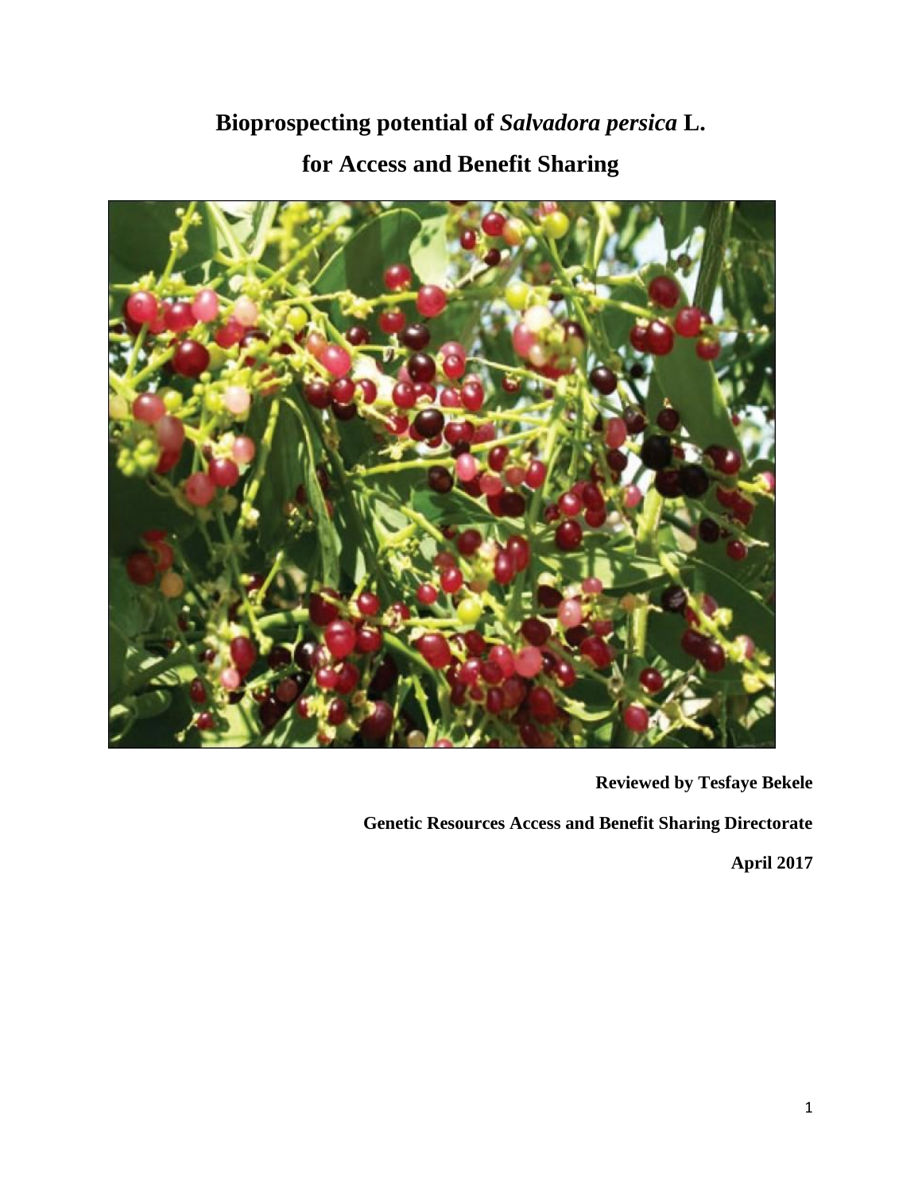# Bioprospecting potential of *Salvadora persica* L. for Access and Benefit Sharing

**Reviewed by Tesfaye Bekele**

**Genetic Resources Access and Benefit Sharing Directorate**

**April 2017**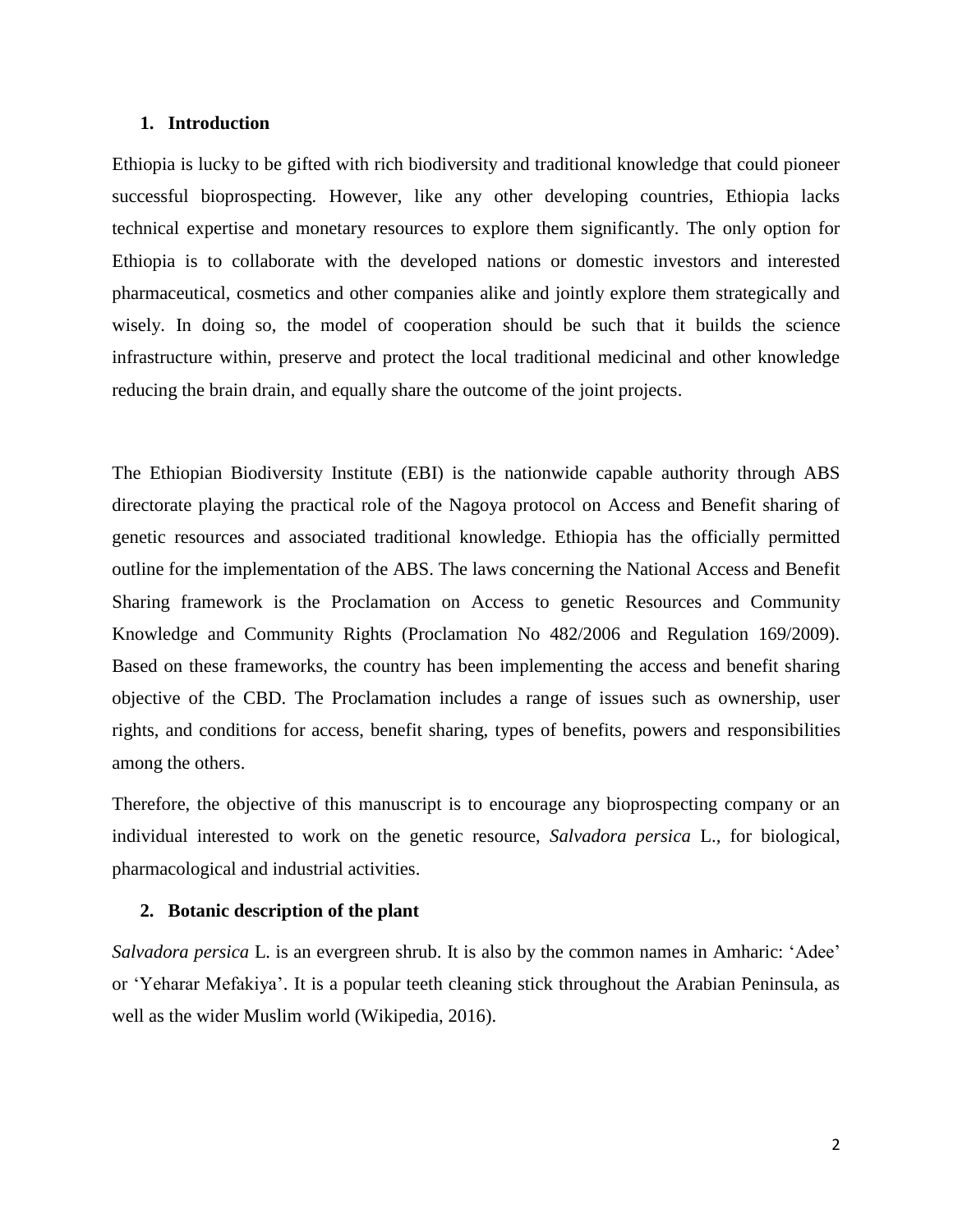## 1. Introduction

Ethiopia is lucky to be gifted with rich biodiversity and traditional knowledge that could pioneer successful bioprospecting. However, like any other developing countries, Ethiopia lacks technical expertise and monetary resources to explore them significantly. The only option for Ethiopia is to collaborate with the developed nations or domestic investors and interested pharmaceutical, cosmetics and other companies alike and jointly explore them strategically and wisely. In doing so, the model of cooperation should be such that it builds the science infrastructure within, preserve and protect the local traditional medicinal and other knowledge reducing the brain drain, and equally share the outcome of the joint projects.

The Ethiopian Biodiversity Institute (EBI) is the nationwide capable authority through ABS directorate playing the practical role of the Nagoya protocol on Access and Benefit sharing of genetic resources and associated traditional knowledge. Ethiopia has the officially permitted outline for the implementation of the ABS. The laws concerning the National Access and Benefit Sharing framework is the Proclamation on Access to genetic Resources and Community Knowledge and Community Rights (Proclamation No 482/2006 and Regulation 169/2009). Based on these frameworks, the country has been implementing the access and benefit sharing objective of the CBD. The Proclamation includes a range of issues such as ownership, user rights, and conditions for access, benefit sharing, types of benefits, powers and responsibilities among the others.

Therefore, the objective of this manuscript is to encourage any bioprospecting company or an individual interested to work on the genetic resource, *Salvadora persica* L., for biological, pharmacological and industrial activities.

## 2. Botanic description of the plant

*Salvadora persica* L. is an evergreen shrub. It is also by the common names in Amharic: 'Adee' or 'Yeharar Mefakiya'. It is a popular teeth cleaning stick throughout the Arabian Peninsula, as well as the wider Muslim world (Wikipedia, 2016).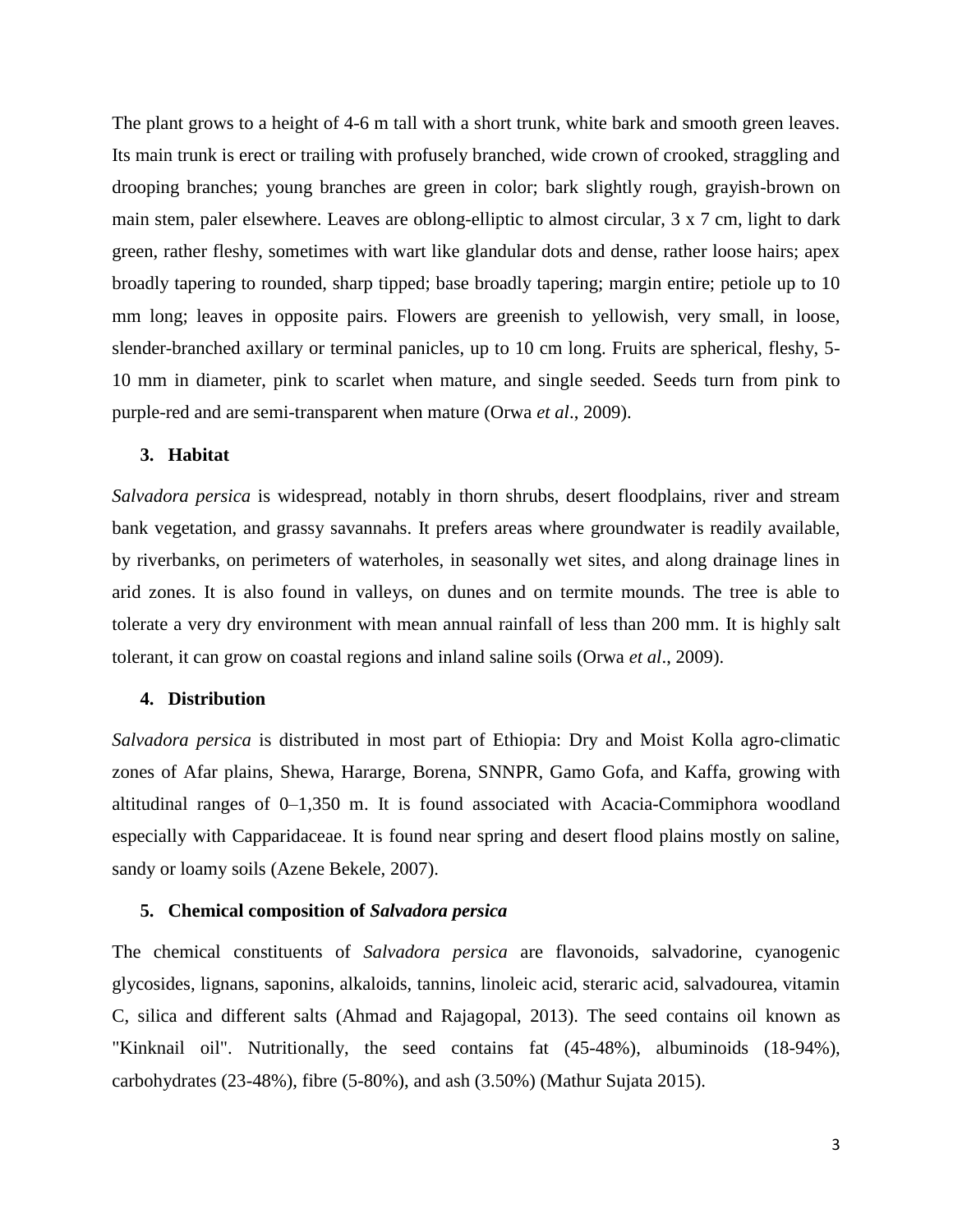The plant grows to a height of 4-6 m tall with a short trunk, white bark and smooth green leaves. Its main trunk is erect or trailing with profusely branched, wide crown of crooked, straggling and drooping branches; young branches are green in color; bark slightly rough, grayish-brown on main stem, paler elsewhere. Leaves are oblong-elliptic to almost circular, 3 x 7 cm, light to dark green, rather fleshy, sometimes with wart like glandular dots and dense, rather loose hairs; apex broadly tapering to rounded, sharp tipped; base broadly tapering; margin entire; petiole up to 10 mm long; leaves in opposite pairs. Flowers are greenish to yellowish, very small, in loose, slender-branched axillary or terminal panicles, up to 10 cm long. Fruits are spherical, fleshy, 5-10 mm in diameter, pink to scarlet when mature, and single seeded. Seeds turn from pink to purple-red and are semi-transparent when mature (Orwa *et al*., 2009).

## 3. Habitat

*Salvadora persica* is widespread, notably in thorn shrubs, desert floodplains, river and stream bank vegetation, and grassy savannahs. It prefers areas where groundwater is readily available, by riverbanks, on perimeters of waterholes, in seasonally wet sites, and along drainage lines in arid zones. It is also found in valleys, on dunes and on termite mounds. The tree is able to tolerate a very dry environment with mean annual rainfall of less than 200 mm. It is highly salt tolerant, it can grow on coastal regions and inland saline soils (Orwa *et al*., 2009).

## 4. Distribution

*Salvadora persica* is distributed in most part of Ethiopia: Dry and Moist Kolla agro-climatic zones of Afar plains, Shewa, Hararge, Borena, SNNPR, Gamo Gofa, and Kaffa, growing with altitudinal ranges of 0–1,350 m. It is found associated with Acacia-Commiphora woodland especially with Capparidaceae. It is found near spring and desert flood plains mostly on saline, sandy or loamy soils (Azene Bekele, 2007).

## 5. Chemical composition of *Salvadora persica*

The chemical constituents of *Salvadora persica* are flavonoids, salvadorine, cyanogenic glycosides, lignans, saponins, alkaloids, tannins, linoleic acid, steraric acid, salvadourea, vitamin C, silica and different salts (Ahmad and Rajagopal, 2013). The seed contains oil known as "Kinknail oil". Nutritionally, the seed contains fat (45-48%), albuminoids (18-94%), carbohydrates (23-48%), fibre (5-80%), and ash (3.50%) (Mathur Sujata 2015).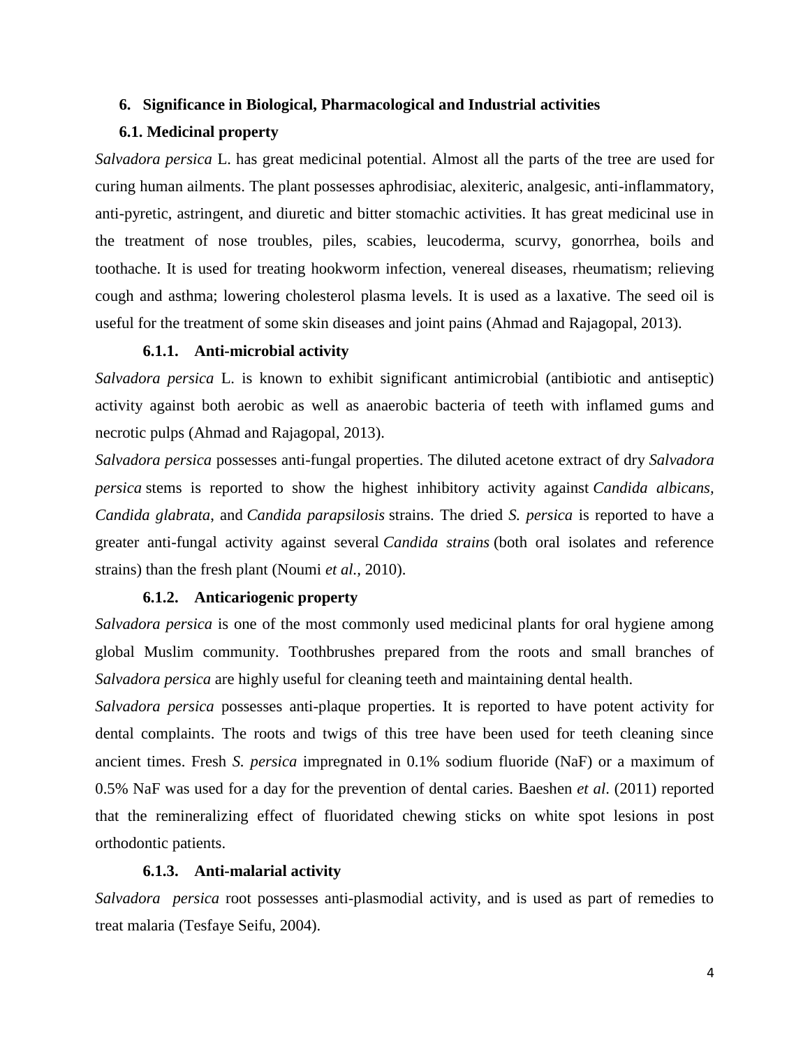## 6. Significance in Biological, Pharmacological and Industrial activities

### 6.1. Medicinal property

*Salvadora persica* L. has great medicinal potential. Almost all the parts of the tree are used for curing human ailments. The plant possesses aphrodisiac, alexiteric, analgesic, anti-inflammatory, anti-pyretic, astringent, and diuretic and bitter stomachic activities. It has great medicinal use in the treatment of nose troubles, piles, scabies, leucoderma, scurvy, gonorrhea, boils and toothache. It is used for treating hookworm infection, venereal diseases, rheumatism; relieving cough and asthma; lowering cholesterol plasma levels. It is used as a laxative. The seed oil is useful for the treatment of some skin diseases and joint pains (Ahmad and Rajagopal, 2013).

#### 6.1.1. Anti-microbial activity

*Salvadora persica* L. is known to exhibit significant antimicrobial (antibiotic and antiseptic) activity against both aerobic as well as anaerobic bacteria of teeth with inflamed gums and necrotic pulps (Ahmad and Rajagopal, 2013).

*Salvadora persica* possesses anti-fungal properties. The diluted acetone extract of dry *Salvadora persica* stems is reported to show the highest inhibitory activity against *Candida albicans*, *Candida glabrata*, and *Candida parapsilosis* strains. The dried *S. persica* is reported to have a greater anti-fungal activity against several *Candida strains* (both oral isolates and reference strains) than the fresh plant (Noumi *et al.*, 2010).

#### 6.1.2. Anticariogenic property

*Salvadora persica* is one of the most commonly used medicinal plants for oral hygiene among global Muslim community. Toothbrushes prepared from the roots and small branches of *Salvadora persica* are highly useful for cleaning teeth and maintaining dental health.

*Salvadora persica* possesses anti-plaque properties. It is reported to have potent activity for dental complaints. The roots and twigs of this tree have been used for teeth cleaning since ancient times. Fresh *S. persica* impregnated in 0.1% sodium fluoride (NaF) or a maximum of 0.5% NaF was used for a day for the prevention of dental caries. Baeshen *et al.* (2011) reported that the remineralizing effect of fluoridated chewing sticks on white spot lesions in post orthodontic patients.

#### 6.1.3. Anti-malarial activity

*Salvadora persica* root possesses anti-plasmodial activity, and is used as part of remedies to treat malaria (Tesfaye Seifu, 2004).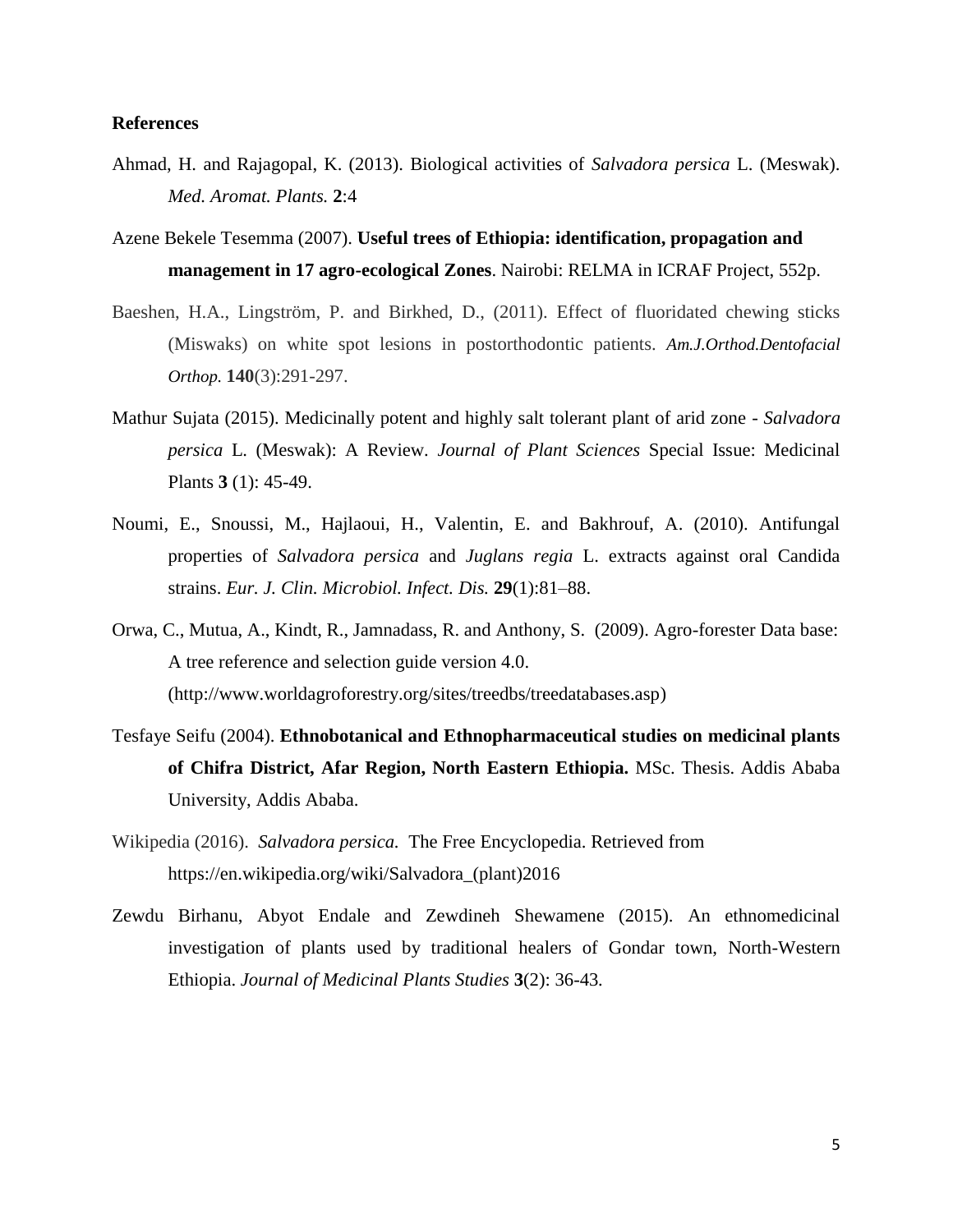**References**

Ahmad, H. and Rajagopal, K. (2013). Biological activities of *Salvadora persica* L. (Meswak). *Med. Aromat. Plants.* **2**:4

Azene Bekele Tesemma (2007). **Useful trees of Ethiopia: identification, propagation and management in 17 agro-ecological Zones**. Nairobi: RELMA in ICRAF Project, 552p.

Baeshen, H.A., Lingström, P. and Birkhed, D., (2011). Effect of fluoridated chewing sticks (Miswaks) on white spot lesions in postorthodontic patients. *Am.J.Orthod.Dentofacial Orthop.* **140**(3):291-297.

Mathur Sujata (2015). Medicinally potent and highly salt tolerant plant of arid zone - *Salvadora persica* L. (Meswak): A Review. *Journal of Plant Sciences* Special Issue: Medicinal Plants **3** (1): 45-49.

Noumi, E., Snoussi, M., Hajlaoui, H., Valentin, E. and Bakhrouf, A. (2010). Antifungal properties of *Salvadora persica* and *Juglans regia* L. extracts against oral Candida strains. *Eur. J. Clin. Microbiol. Infect. Dis.* **29**(1):81–88.

Orwa, C., Mutua, A., Kindt, R., Jamnadass, R. and Anthony, S. (2009). Agro-forester Data base: A tree reference and selection guide version 4.0. (http://www.worldagroforestry.org/sites/treedbs/treedatabases.asp)

Tesfaye Seifu (2004). **Ethnobotanical and Ethnopharmaceutical studies on medicinal plants of Chifra District, Afar Region, North Eastern Ethiopia.** MSc. Thesis. Addis Ababa University, Addis Ababa.

Wikipedia (2016). *Salvadora persica.* The Free Encyclopedia. Retrieved from https://en.wikipedia.org/wiki/Salvadora_(plant)2016

Zewdu Birhanu, Abyot Endale and Zewdineh Shewamene (2015). An ethnomedicinal investigation of plants used by traditional healers of Gondar town, North-Western Ethiopia. *Journal of Medicinal Plants Studies* **3**(2): 36-43.